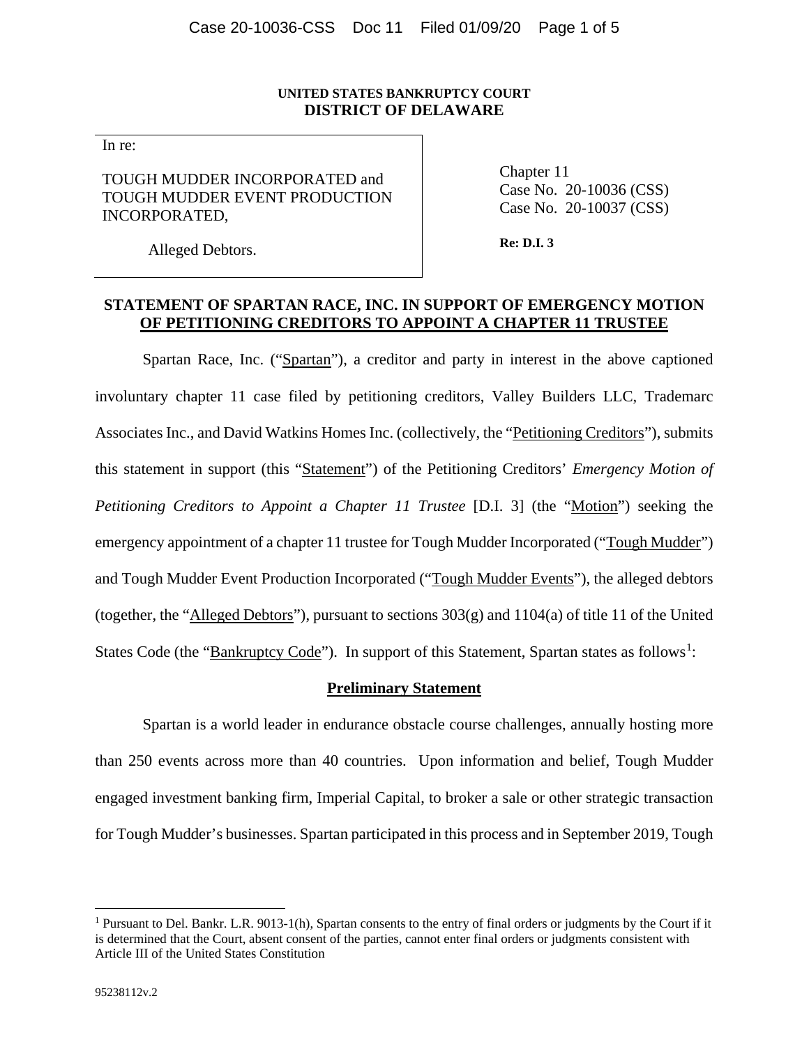**UNITED STATES BANKRUPTCY COURT**
**DISTRICT OF DELAWARE**

| In re: | |
|---|---|
| TOUGH MUDDER INCORPORATED and TOUGH MUDDER EVENT PRODUCTION INCORPORATED, | Chapter 11 Case No. 20-10036 (CSS) Case No. 20-10037 (CSS) |
| Alleged Debtors. | **Re: D.I. 3** |

**STATEMENT OF SPARTAN RACE, INC. IN SUPPORT OF EMERGENCY MOTION OF PETITIONING CREDITORS TO APPOINT A CHAPTER 11 TRUSTEE**

Spartan Race, Inc. ("Spartan"), a creditor and party in interest in the above captioned involuntary chapter 11 case filed by petitioning creditors, Valley Builders LLC, Trademarc Associates Inc., and David Watkins Homes Inc. (collectively, the "Petitioning Creditors"), submits this statement in support (this "Statement") of the Petitioning Creditors' *Emergency Motion of Petitioning Creditors to Appoint a Chapter 11 Trustee* [D.I. 3] (the "Motion") seeking the emergency appointment of a chapter 11 trustee for Tough Mudder Incorporated ("Tough Mudder") and Tough Mudder Event Production Incorporated ("Tough Mudder Events"), the alleged debtors (together, the "Alleged Debtors"), pursuant to sections 303(g) and 1104(a) of title 11 of the United States Code (the "Bankruptcy Code"). In support of this Statement, Spartan states as follows[1]:

**Preliminary Statement**

Spartan is a world leader in endurance obstacle course challenges, annually hosting more than 250 events across more than 40 countries. Upon information and belief, Tough Mudder engaged investment banking firm, Imperial Capital, to broker a sale or other strategic transaction for Tough Mudder's businesses. Spartan participated in this process and in September 2019, Tough

---

[1] Pursuant to Del. Bankr. L.R. 9013-1(h), Spartan consents to the entry of final orders or judgments by the Court if it is determined that the Court, absent consent of the parties, cannot enter final orders or judgments consistent with Article III of the United States Constitution

95238112v.2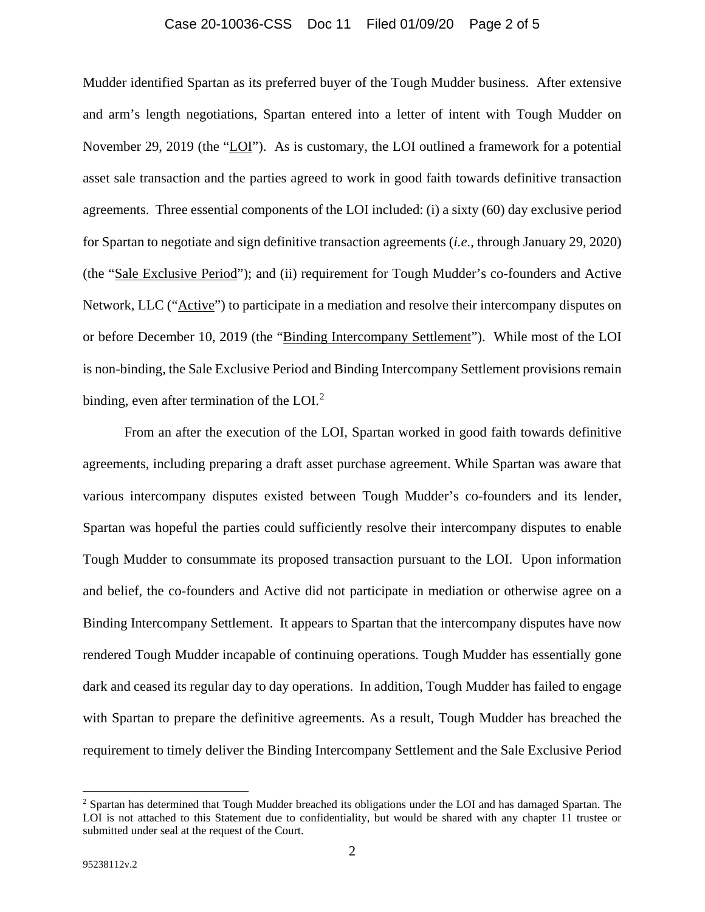Mudder identified Spartan as its preferred buyer of the Tough Mudder business. After extensive and arm's length negotiations, Spartan entered into a letter of intent with Tough Mudder on November 29, 2019 (the "LOI"). As is customary, the LOI outlined a framework for a potential asset sale transaction and the parties agreed to work in good faith towards definitive transaction agreements. Three essential components of the LOI included: (i) a sixty (60) day exclusive period for Spartan to negotiate and sign definitive transaction agreements (*i.e.*, through January 29, 2020) (the "Sale Exclusive Period"); and (ii) requirement for Tough Mudder's co-founders and Active Network, LLC ("Active") to participate in a mediation and resolve their intercompany disputes on or before December 10, 2019 (the "Binding Intercompany Settlement"). While most of the LOI is non-binding, the Sale Exclusive Period and Binding Intercompany Settlement provisions remain binding, even after termination of the LOI.[2]

From an after the execution of the LOI, Spartan worked in good faith towards definitive agreements, including preparing a draft asset purchase agreement. While Spartan was aware that various intercompany disputes existed between Tough Mudder's co-founders and its lender, Spartan was hopeful the parties could sufficiently resolve their intercompany disputes to enable Tough Mudder to consummate its proposed transaction pursuant to the LOI. Upon information and belief, the co-founders and Active did not participate in mediation or otherwise agree on a Binding Intercompany Settlement. It appears to Spartan that the intercompany disputes have now rendered Tough Mudder incapable of continuing operations. Tough Mudder has essentially gone dark and ceased its regular day to day operations. In addition, Tough Mudder has failed to engage with Spartan to prepare the definitive agreements. As a result, Tough Mudder has breached the requirement to timely deliver the Binding Intercompany Settlement and the Sale Exclusive Period

---

[2] Spartan has determined that Tough Mudder breached its obligations under the LOI and has damaged Spartan. The LOI is not attached to this Statement due to confidentiality, but would be shared with any chapter 11 trustee or submitted under seal at the request of the Court.

95238112v.2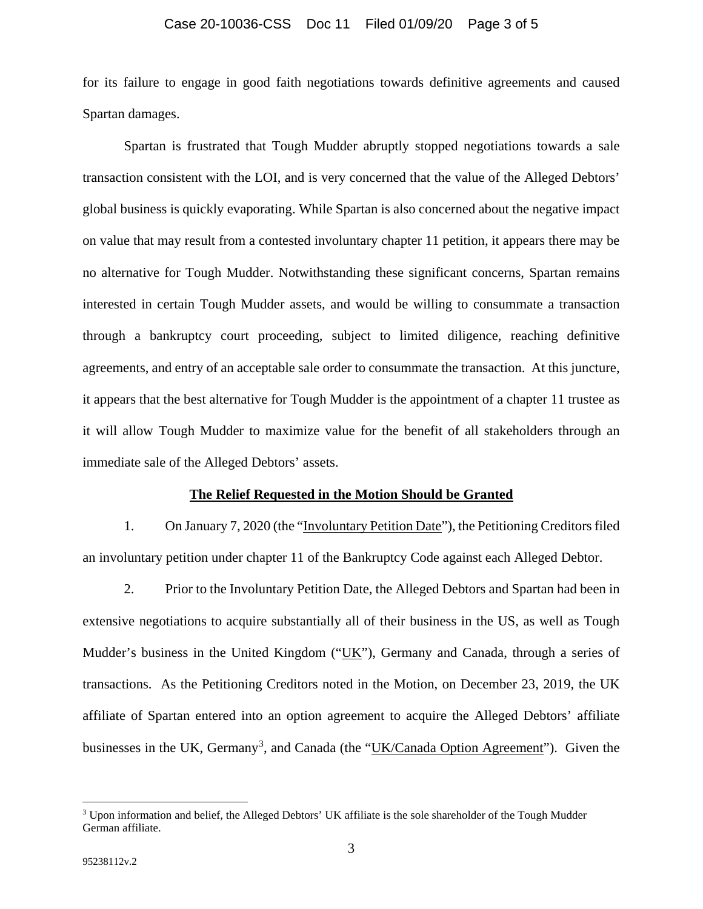for its failure to engage in good faith negotiations towards definitive agreements and caused Spartan damages.

Spartan is frustrated that Tough Mudder abruptly stopped negotiations towards a sale transaction consistent with the LOI, and is very concerned that the value of the Alleged Debtors' global business is quickly evaporating. While Spartan is also concerned about the negative impact on value that may result from a contested involuntary chapter 11 petition, it appears there may be no alternative for Tough Mudder. Notwithstanding these significant concerns, Spartan remains interested in certain Tough Mudder assets, and would be willing to consummate a transaction through a bankruptcy court proceeding, subject to limited diligence, reaching definitive agreements, and entry of an acceptable sale order to consummate the transaction. At this juncture, it appears that the best alternative for Tough Mudder is the appointment of a chapter 11 trustee as it will allow Tough Mudder to maximize value for the benefit of all stakeholders through an immediate sale of the Alleged Debtors' assets.

**The Relief Requested in the Motion Should be Granted**

1. On January 7, 2020 (the "Involuntary Petition Date"), the Petitioning Creditors filed an involuntary petition under chapter 11 of the Bankruptcy Code against each Alleged Debtor.

2. Prior to the Involuntary Petition Date, the Alleged Debtors and Spartan had been in extensive negotiations to acquire substantially all of their business in the US, as well as Tough Mudder's business in the United Kingdom ("UK"), Germany and Canada, through a series of transactions. As the Petitioning Creditors noted in the Motion, on December 23, 2019, the UK affiliate of Spartan entered into an option agreement to acquire the Alleged Debtors' affiliate businesses in the UK, Germany[3], and Canada (the "UK/Canada Option Agreement"). Given the

[3] Upon information and belief, the Alleged Debtors' UK affiliate is the sole shareholder of the Tough Mudder German affiliate.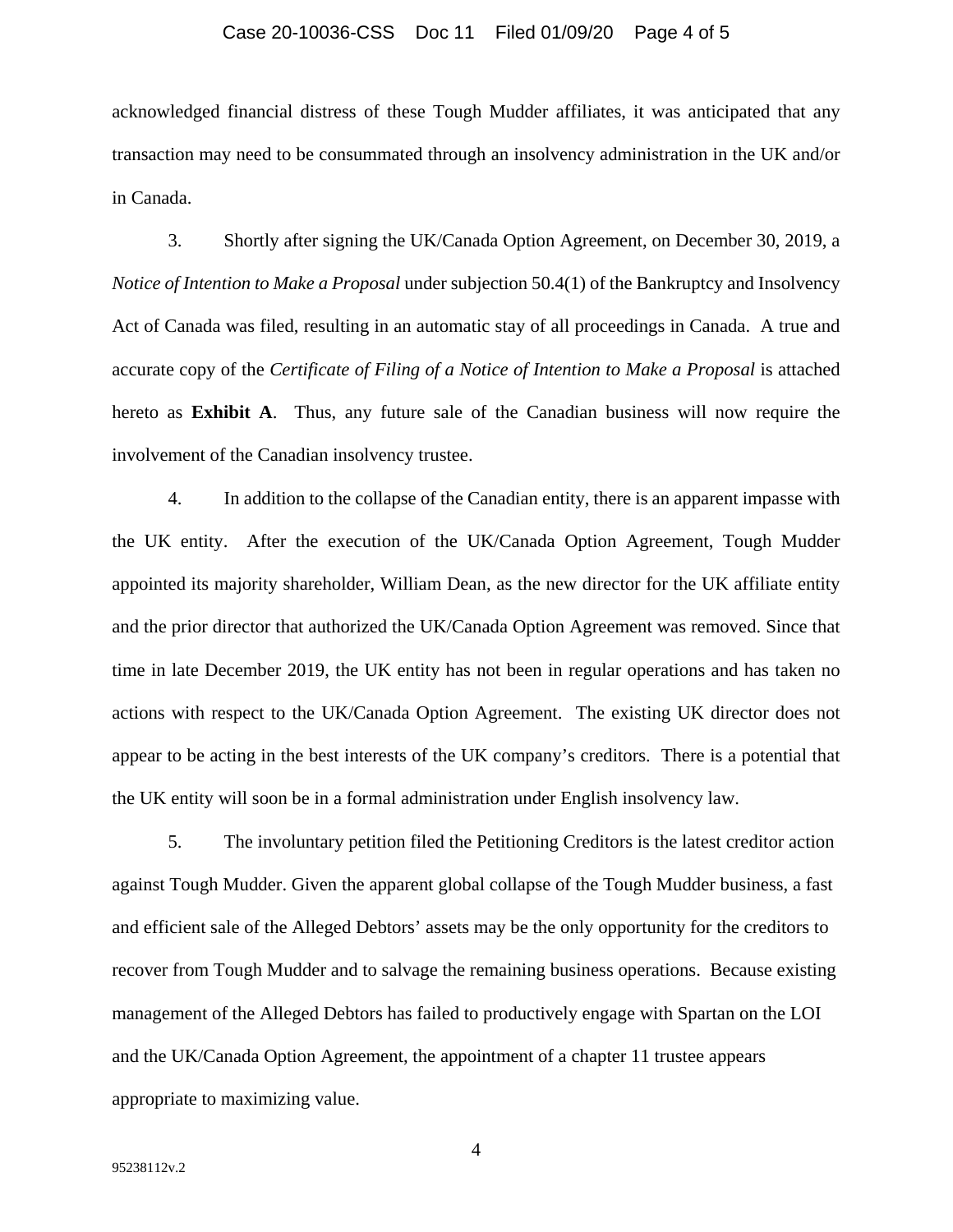acknowledged financial distress of these Tough Mudder affiliates, it was anticipated that any transaction may need to be consummated through an insolvency administration in the UK and/or in Canada.

3. Shortly after signing the UK/Canada Option Agreement, on December 30, 2019, a *Notice of Intention to Make a Proposal* under subjection 50.4(1) of the Bankruptcy and Insolvency Act of Canada was filed, resulting in an automatic stay of all proceedings in Canada. A true and accurate copy of the *Certificate of Filing of a Notice of Intention to Make a Proposal* is attached hereto as **Exhibit A**. Thus, any future sale of the Canadian business will now require the involvement of the Canadian insolvency trustee.

4. In addition to the collapse of the Canadian entity, there is an apparent impasse with the UK entity. After the execution of the UK/Canada Option Agreement, Tough Mudder appointed its majority shareholder, William Dean, as the new director for the UK affiliate entity and the prior director that authorized the UK/Canada Option Agreement was removed. Since that time in late December 2019, the UK entity has not been in regular operations and has taken no actions with respect to the UK/Canada Option Agreement. The existing UK director does not appear to be acting in the best interests of the UK company's creditors. There is a potential that the UK entity will soon be in a formal administration under English insolvency law.

5. The involuntary petition filed the Petitioning Creditors is the latest creditor action against Tough Mudder. Given the apparent global collapse of the Tough Mudder business, a fast and efficient sale of the Alleged Debtors' assets may be the only opportunity for the creditors to recover from Tough Mudder and to salvage the remaining business operations. Because existing management of the Alleged Debtors has failed to productively engage with Spartan on the LOI and the UK/Canada Option Agreement, the appointment of a chapter 11 trustee appears appropriate to maximizing value.

95238112v.2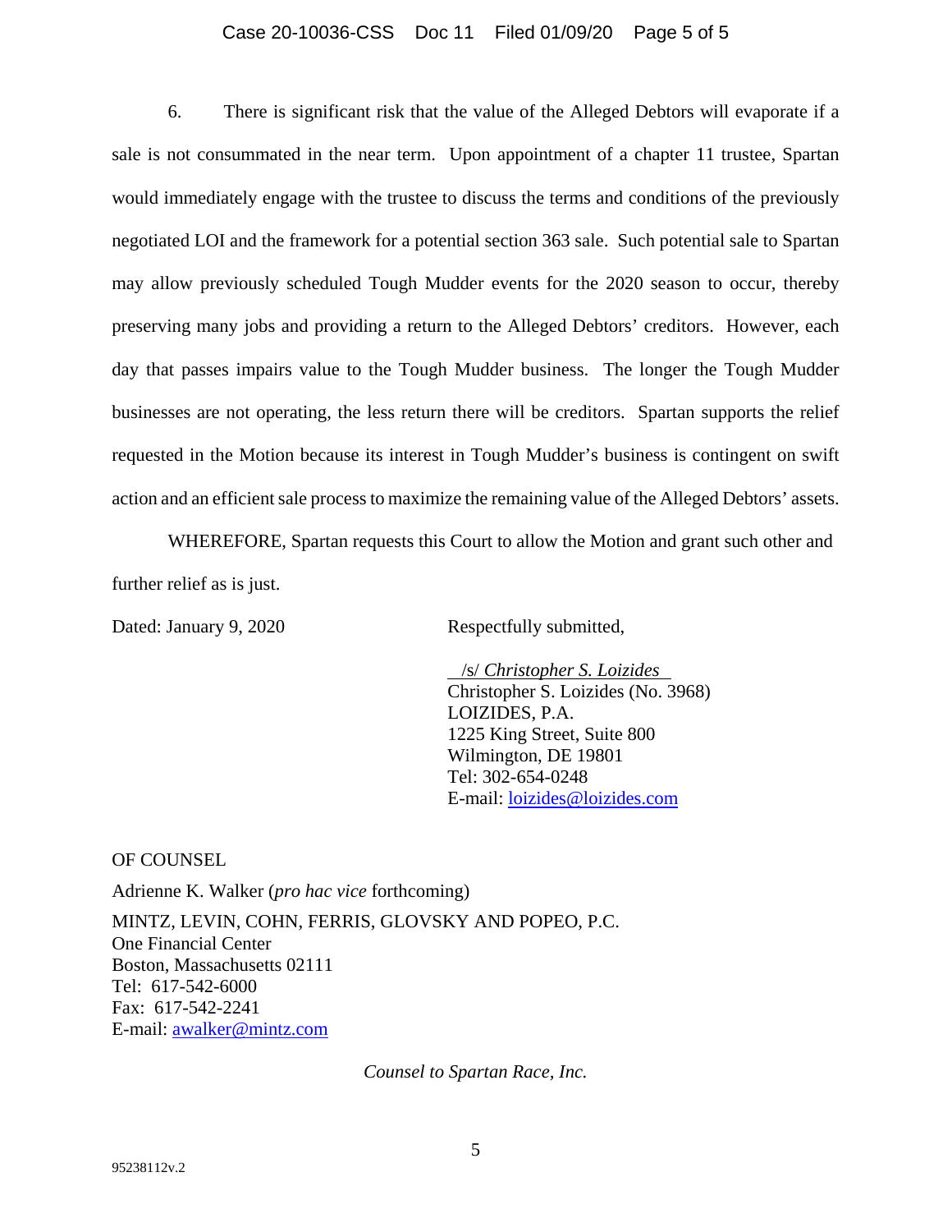6. There is significant risk that the value of the Alleged Debtors will evaporate if a sale is not consummated in the near term. Upon appointment of a chapter 11 trustee, Spartan would immediately engage with the trustee to discuss the terms and conditions of the previously negotiated LOI and the framework for a potential section 363 sale. Such potential sale to Spartan may allow previously scheduled Tough Mudder events for the 2020 season to occur, thereby preserving many jobs and providing a return to the Alleged Debtors' creditors. However, each day that passes impairs value to the Tough Mudder business. The longer the Tough Mudder businesses are not operating, the less return there will be creditors. Spartan supports the relief requested in the Motion because its interest in Tough Mudder's business is contingent on swift action and an efficient sale process to maximize the remaining value of the Alleged Debtors' assets.

WHEREFORE, Spartan requests this Court to allow the Motion and grant such other and further relief as is just.

Dated: January 9, 2020

Respectfully submitted,

/s/ *Christopher S. Loizides*
Christopher S. Loizides (No. 3968)
LOIZIDES, P.A.
1225 King Street, Suite 800
Wilmington, DE 19801
Tel: 302-654-0248
E-mail: loizides@loizides.com

OF COUNSEL

Adrienne K. Walker (*pro hac vice* forthcoming)
MINTZ, LEVIN, COHN, FERRIS, GLOVSKY AND POPEO, P.C.
One Financial Center
Boston, Massachusetts 02111
Tel: 617-542-6000
Fax: 617-542-2241
E-mail: awalker@mintz.com

*Counsel to Spartan Race, Inc.*

95238112v.2